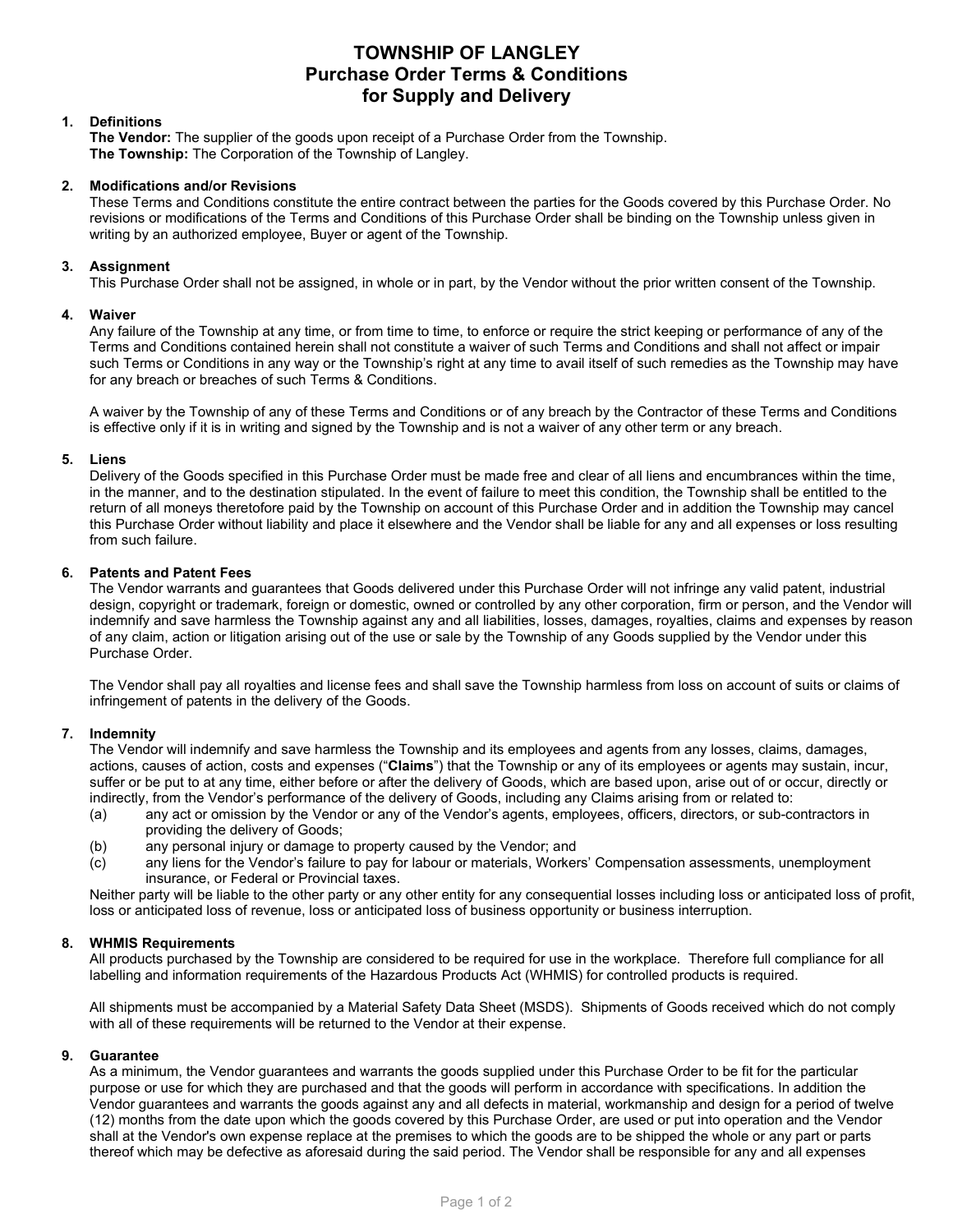# TOWNSHIP OF LANGLEY
## Purchase Order Terms & Conditions for Supply and Delivery

### 1. Definitions

**The Vendor:** The supplier of the goods upon receipt of a Purchase Order from the Township.
**The Township:** The Corporation of the Township of Langley.

### 2. Modifications and/or Revisions

These Terms and Conditions constitute the entire contract between the parties for the Goods covered by this Purchase Order. No revisions or modifications of the Terms and Conditions of this Purchase Order shall be binding on the Township unless given in writing by an authorized employee, Buyer or agent of the Township.

### 3. Assignment

This Purchase Order shall not be assigned, in whole or in part, by the Vendor without the prior written consent of the Township.

### 4. Waiver

Any failure of the Township at any time, or from time to time, to enforce or require the strict keeping or performance of any of the Terms and Conditions contained herein shall not constitute a waiver of such Terms and Conditions and shall not affect or impair such Terms or Conditions in any way or the Township's right at any time to avail itself of such remedies as the Township may have for any breach or breaches of such Terms & Conditions.

A waiver by the Township of any of these Terms and Conditions or of any breach by the Contractor of these Terms and Conditions is effective only if it is in writing and signed by the Township and is not a waiver of any other term or any breach.

### 5. Liens

Delivery of the Goods specified in this Purchase Order must be made free and clear of all liens and encumbrances within the time, in the manner, and to the destination stipulated. In the event of failure to meet this condition, the Township shall be entitled to the return of all moneys theretofore paid by the Township on account of this Purchase Order and in addition the Township may cancel this Purchase Order without liability and place it elsewhere and the Vendor shall be liable for any and all expenses or loss resulting from such failure.

### 6. Patents and Patent Fees

The Vendor warrants and guarantees that Goods delivered under this Purchase Order will not infringe any valid patent, industrial design, copyright or trademark, foreign or domestic, owned or controlled by any other corporation, firm or person, and the Vendor will indemnify and save harmless the Township against any and all liabilities, losses, damages, royalties, claims and expenses by reason of any claim, action or litigation arising out of the use or sale by the Township of any Goods supplied by the Vendor under this Purchase Order.

The Vendor shall pay all royalties and license fees and shall save the Township harmless from loss on account of suits or claims of infringement of patents in the delivery of the Goods.

### 7. Indemnity

The Vendor will indemnify and save harmless the Township and its employees and agents from any losses, claims, damages, actions, causes of action, costs and expenses ("**Claims**") that the Township or any of its employees or agents may sustain, incur, suffer or be put to at any time, either before or after the delivery of Goods, which are based upon, arise out of or occur, directly or indirectly, from the Vendor's performance of the delivery of Goods, including any Claims arising from or related to:

(a) any act or omission by the Vendor or any of the Vendor's agents, employees, officers, directors, or sub-contractors in providing the delivery of Goods;
(b) any personal injury or damage to property caused by the Vendor; and
(c) any liens for the Vendor's failure to pay for labour or materials, Workers' Compensation assessments, unemployment insurance, or Federal or Provincial taxes.

Neither party will be liable to the other party or any other entity for any consequential losses including loss or anticipated loss of profit, loss or anticipated loss of revenue, loss or anticipated loss of business opportunity or business interruption.

### 8. WHMIS Requirements

All products purchased by the Township are considered to be required for use in the workplace. Therefore full compliance for all labelling and information requirements of the Hazardous Products Act (WHMIS) for controlled products is required.

All shipments must be accompanied by a Material Safety Data Sheet (MSDS). Shipments of Goods received which do not comply with all of these requirements will be returned to the Vendor at their expense.

### 9. Guarantee

As a minimum, the Vendor guarantees and warrants the goods supplied under this Purchase Order to be fit for the particular purpose or use for which they are purchased and that the goods will perform in accordance with specifications. In addition the Vendor guarantees and warrants the goods against any and all defects in material, workmanship and design for a period of twelve (12) months from the date upon which the goods covered by this Purchase Order, are used or put into operation and the Vendor shall at the Vendor's own expense replace at the premises to which the goods are to be shipped the whole or any part or parts thereof which may be defective as aforesaid during the said period. The Vendor shall be responsible for any and all expenses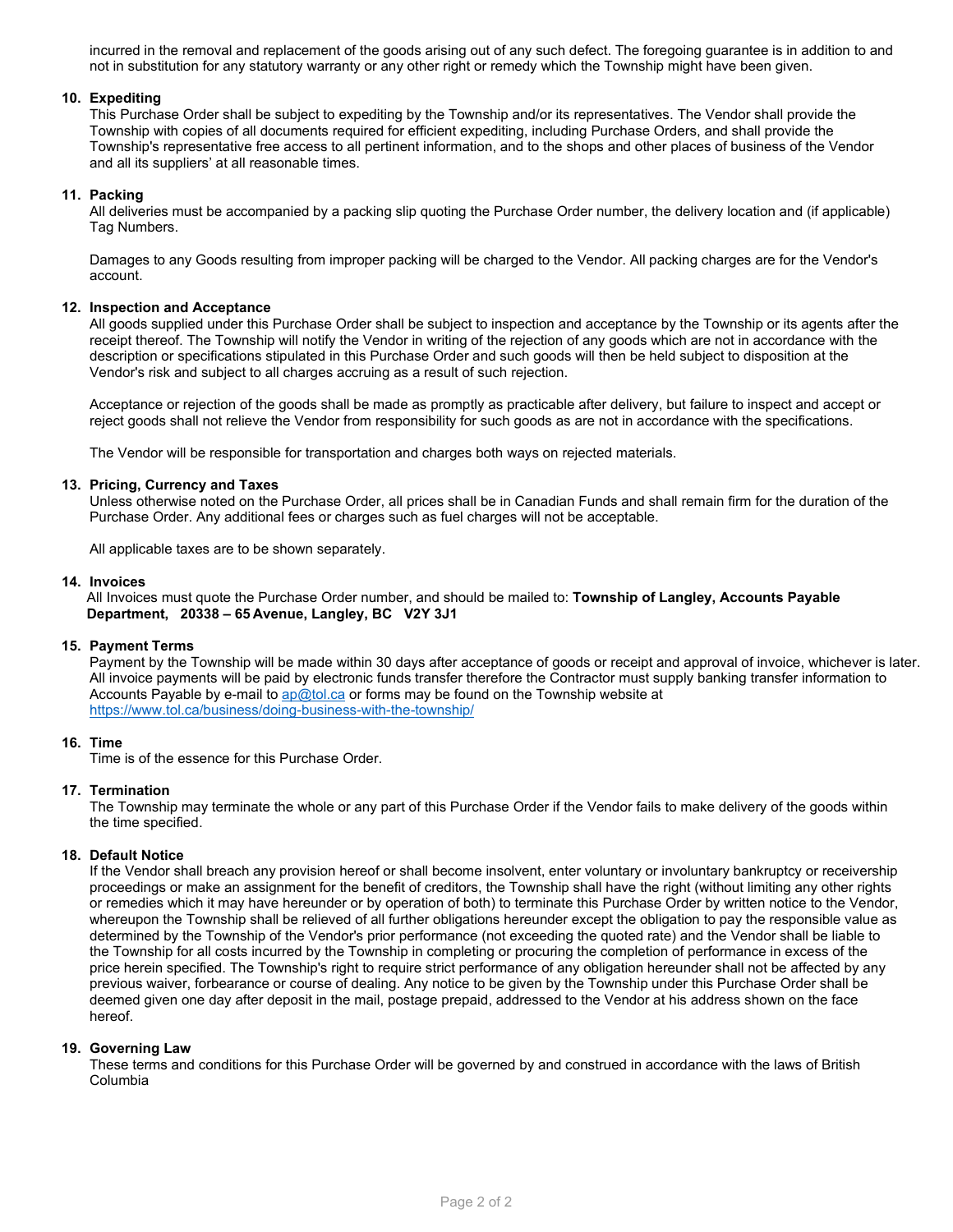incurred in the removal and replacement of the goods arising out of any such defect. The foregoing guarantee is in addition to and not in substitution for any statutory warranty or any other right or remedy which the Township might have been given.

### 10. Expediting

This Purchase Order shall be subject to expediting by the Township and/or its representatives. The Vendor shall provide the Township with copies of all documents required for efficient expediting, including Purchase Orders, and shall provide the Township's representative free access to all pertinent information, and to the shops and other places of business of the Vendor and all its suppliers' at all reasonable times.

### 11. Packing

All deliveries must be accompanied by a packing slip quoting the Purchase Order number, the delivery location and (if applicable) Tag Numbers.

Damages to any Goods resulting from improper packing will be charged to the Vendor. All packing charges are for the Vendor's account.

### 12. Inspection and Acceptance

All goods supplied under this Purchase Order shall be subject to inspection and acceptance by the Township or its agents after the receipt thereof. The Township will notify the Vendor in writing of the rejection of any goods which are not in accordance with the description or specifications stipulated in this Purchase Order and such goods will then be held subject to disposition at the Vendor's risk and subject to all charges accruing as a result of such rejection.

Acceptance or rejection of the goods shall be made as promptly as practicable after delivery, but failure to inspect and accept or reject goods shall not relieve the Vendor from responsibility for such goods as are not in accordance with the specifications.

The Vendor will be responsible for transportation and charges both ways on rejected materials.

### 13. Pricing, Currency and Taxes

Unless otherwise noted on the Purchase Order, all prices shall be in Canadian Funds and shall remain firm for the duration of the Purchase Order. Any additional fees or charges such as fuel charges will not be acceptable.

All applicable taxes are to be shown separately.

### 14. Invoices

All Invoices must quote the Purchase Order number, and should be mailed to: **Township of Langley, Accounts Payable Department, 20338 – 65 Avenue, Langley, BC V2Y 3J1**

### 15. Payment Terms

Payment by the Township will be made within 30 days after acceptance of goods or receipt and approval of invoice, whichever is later. All invoice payments will be paid by electronic funds transfer therefore the Contractor must supply banking transfer information to Accounts Payable by e-mail to ap@tol.ca or forms may be found on the Township website at https://www.tol.ca/business/doing-business-with-the-township/

### 16. Time

Time is of the essence for this Purchase Order.

### 17. Termination

The Township may terminate the whole or any part of this Purchase Order if the Vendor fails to make delivery of the goods within the time specified.

### 18. Default Notice

If the Vendor shall breach any provision hereof or shall become insolvent, enter voluntary or involuntary bankruptcy or receivership proceedings or make an assignment for the benefit of creditors, the Township shall have the right (without limiting any other rights or remedies which it may have hereunder or by operation of both) to terminate this Purchase Order by written notice to the Vendor, whereupon the Township shall be relieved of all further obligations hereunder except the obligation to pay the responsible value as determined by the Township of the Vendor's prior performance (not exceeding the quoted rate) and the Vendor shall be liable to the Township for all costs incurred by the Township in completing or procuring the completion of performance in excess of the price herein specified. The Township's right to require strict performance of any obligation hereunder shall not be affected by any previous waiver, forbearance or course of dealing. Any notice to be given by the Township under this Purchase Order shall be deemed given one day after deposit in the mail, postage prepaid, addressed to the Vendor at his address shown on the face hereof.

### 19. Governing Law

These terms and conditions for this Purchase Order will be governed by and construed in accordance with the laws of British Columbia